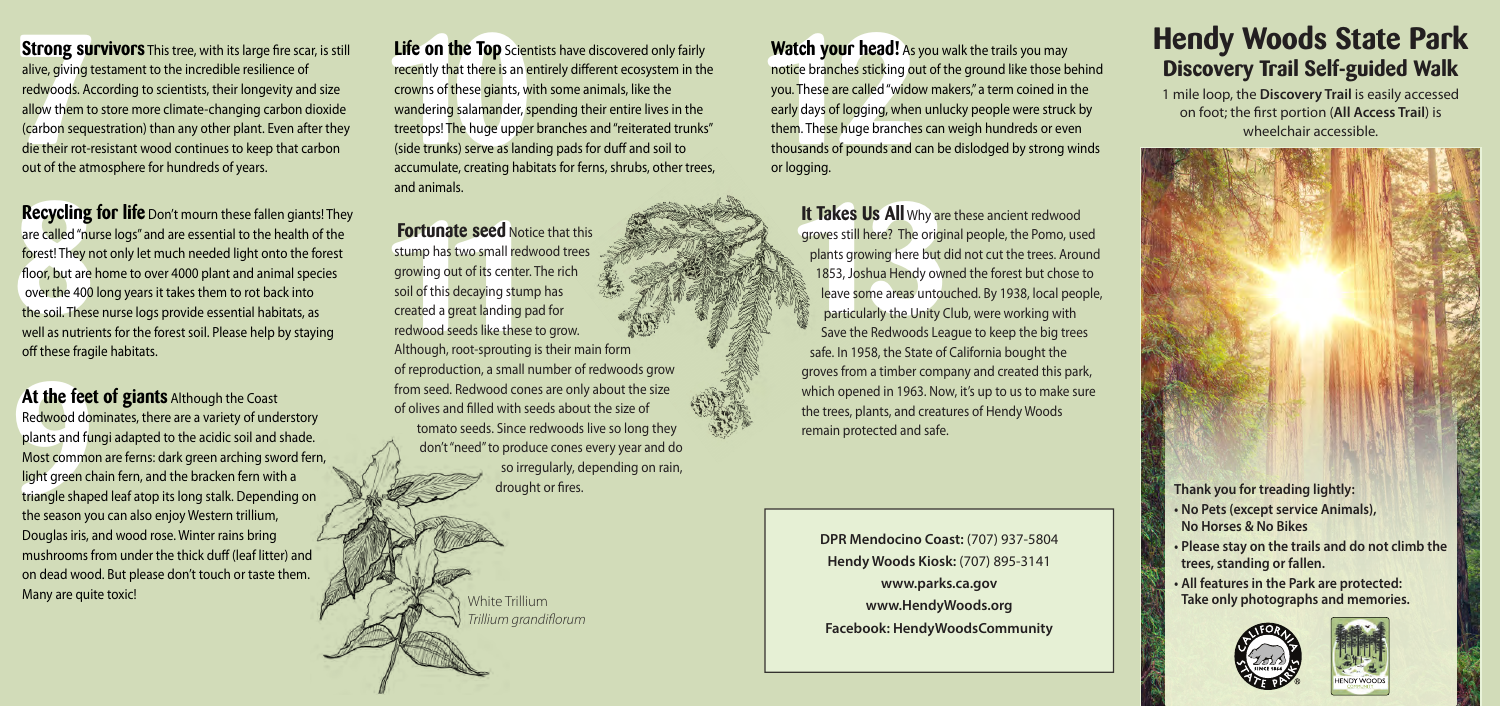# Hendy Woods State Park

## Discovery Trail Self-guided Walk

1 mile loop, the **Discovery Trail** is easily accessed on foot; the first portion (**All Access Trail**) is wheelchair accessible.

**Strong survivors** This tree, with its large fire scar, is still alive, giving testament to the incredible resilience of redwoods. According to scientists, their longevity and size allow them to store more climate-changing carbon dioxide (carbon sequestration) than any other plant. Even after they die their rot-resistant wood continues to keep that carbon out of the atmosphere for hundreds of years.

**Recycling for life** Don't mourn these fallen giants! They are called "nurse logs" and are essential to the health of the forest! They not only let much needed light onto the forest floor, but are home to over 4000 plant and animal species over the 400 long years it takes them to rot back into the soil. These nurse logs provide essential habitats, as well as nutrients for the forest soil. Please help by staying off these fragile habitats.

**At the feet of giants** Although the Coast Redwood dominates, there are a variety of understory plants and fungi adapted to the acidic soil and shade. Most common are ferns: dark green arching sword fern, light green chain fern, and the bracken fern with a triangle shaped leaf atop its long stalk. Depending on the season you can also enjoy Western trillium, Douglas iris, and wood rose. Winter rains bring mushrooms from under the thick duff (leaf litter) and on dead wood. But please don't touch or taste them. Many are quite toxic!

**Life on the Top** Scientists have discovered only fairly recently that there is an entirely different ecosystem in the crowns of these giants, with some animals, like the wandering salamander, spending their entire lives in the treetops! The huge upper branches and "reiterated trunks" (side trunks) serve as landing pads for duff and soil to accumulate, creating habitats for ferns, shrubs, other trees, and animals.

**Fortunate seed** Notice that this stump has two small redwood trees growing out of its center. The rich soil of this decaying stump has created a great landing pad for redwood seeds like these to grow. Although, root-sprouting is their main form of reproduction, a small number of redwoods grow from seed. Redwood cones are only about the size of olives and filled with seeds about the size of tomato seeds. Since redwoods live so long they don't "need" to produce cones every year and do so irregularly, depending on rain, drought or fires.

White Trillium
*Trillium grandiflorum*

**Watch your head!** As you walk the trails you may notice branches sticking out of the ground like those behind you. These are called "widow makers," a term coined in the early days of logging, when unlucky people were struck by them. These huge branches can weigh hundreds or even thousands of pounds and can be dislodged by strong winds or logging.

**It Takes Us All** Why are these ancient redwood groves still here? The original people, the Pomo, used plants growing here but did not cut the trees. Around 1853, Joshua Hendy owned the forest but chose to leave some areas untouched. By 1938, local people, particularly the Unity Club, were working with Save the Redwoods League to keep the big trees safe. In 1958, the State of California bought the groves from a timber company and created this park, which opened in 1963. Now, it's up to us to make sure the trees, plants, and creatures of Hendy Woods remain protected and safe.

**DPR Mendocino Coast:** (707) 937-5804
**Hendy Woods Kiosk:** (707) 895-3141
**www.parks.ca.gov**
**www.HendyWoods.org**
**Facebook: HendyWoodsCommunity**

**Thank you for treading lightly:**

- **No Pets (except service Animals), No Horses & No Bikes**
- **Please stay on the trails and do not climb the trees, standing or fallen.**
- **All features in the Park are protected: Take only photographs and memories.**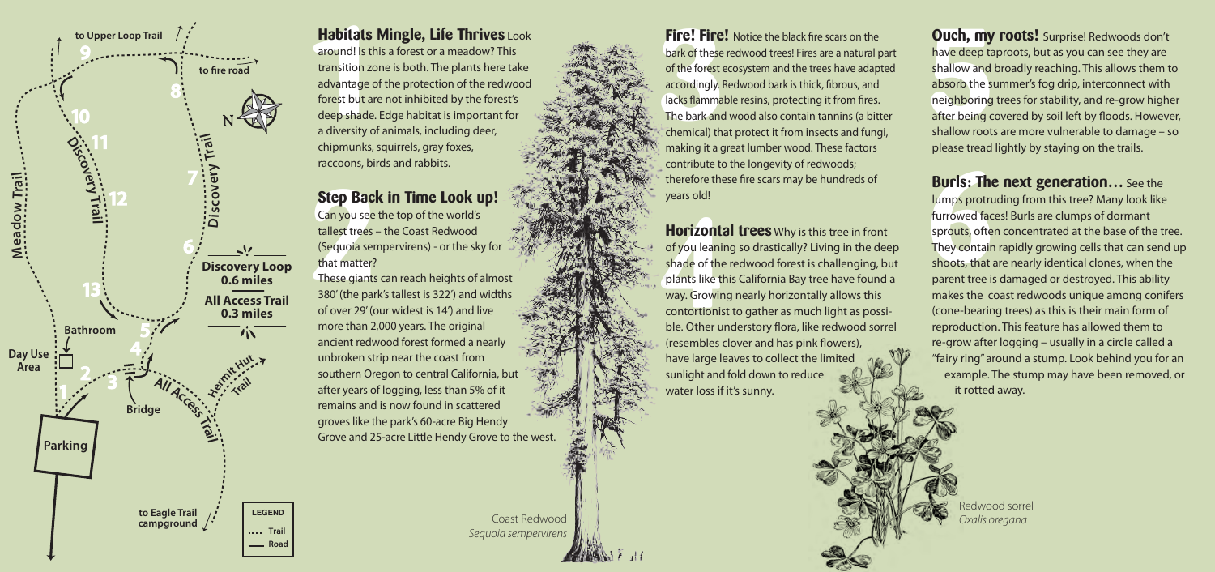to Upper Loop Trail

to fire road

N

Meadow Trail

Discovery Trail

Discovery Trail

Discovery Loop
0.6 miles

All Access Trail
0.3 miles

Bathroom

Day Use Area

Hermit Hut Trail

All Access Trail

Bridge

Parking

to Eagle Trail campground

LEGEND
.... Trail
— Road

## 1 Habitats Mingle, Life Thrives

Look around! Is this a forest or a meadow? This transition zone is both. The plants here take advantage of the protection of the redwood forest but are not inhibited by the forest's deep shade. Edge habitat is important for a diversity of animals, including deer, chipmunks, squirrels, gray foxes, raccoons, birds and rabbits.

## 2 Step Back in Time Look up!

Can you see the top of the world's tallest trees – the Coast Redwood (Sequoia sempervirens) - or the sky for that matter?

These giants can reach heights of almost 380' (the park's tallest is 322') and widths of over 29' (our widest is 14') and live more than 2,000 years. The original ancient redwood forest formed a nearly unbroken strip near the coast from southern Oregon to central California, but after years of logging, less than 5% of it remains and is now found in scattered groves like the park's 60-acre Big Hendy Grove and 25-acre Little Hendy Grove to the west.

Coast Redwood
*Sequoia sempervirens*

## 3 Fire! Fire!

Notice the black fire scars on the bark of these redwood trees! Fires are a natural part of the forest ecosystem and the trees have adapted accordingly. Redwood bark is thick, fibrous, and lacks flammable resins, protecting it from fires. The bark and wood also contain tannins (a bitter chemical) that protect it from insects and fungi, making it a great lumber wood. These factors contribute to the longevity of redwoods; therefore these fire scars may be hundreds of years old!

## 4 Horizontal trees

Why is this tree in front of you leaning so drastically? Living in the deep shade of the redwood forest is challenging, but plants like this California Bay tree have found a way. Growing nearly horizontally allows this contortionist to gather as much light as possible. Other understory flora, like redwood sorrel (resembles clover and has pink flowers), have large leaves to collect the limited sunlight and fold down to reduce water loss if it's sunny.

## 5 Ouch, my roots!

Surprise! Redwoods don't have deep taproots, but as you can see they are shallow and broadly reaching. This allows them to absorb the summer's fog drip, interconnect with neighboring trees for stability, and re-grow higher after being covered by soil left by floods. However, shallow roots are more vulnerable to damage – so please tread lightly by staying on the trails.

## 6 Burls: The next generation…

See the lumps protruding from this tree? Many look like furrowed faces! Burls are clumps of dormant sprouts, often concentrated at the base of the tree. They contain rapidly growing cells that can send up shoots, that are nearly identical clones, when the parent tree is damaged or destroyed. This ability makes the coast redwoods unique among conifers (cone-bearing trees) as this is their main form of reproduction. This feature has allowed them to re-grow after logging – usually in a circle called a "fairy ring" around a stump. Look behind you for an example. The stump may have been removed, or it rotted away.

Redwood sorrel
*Oxalis oregana*